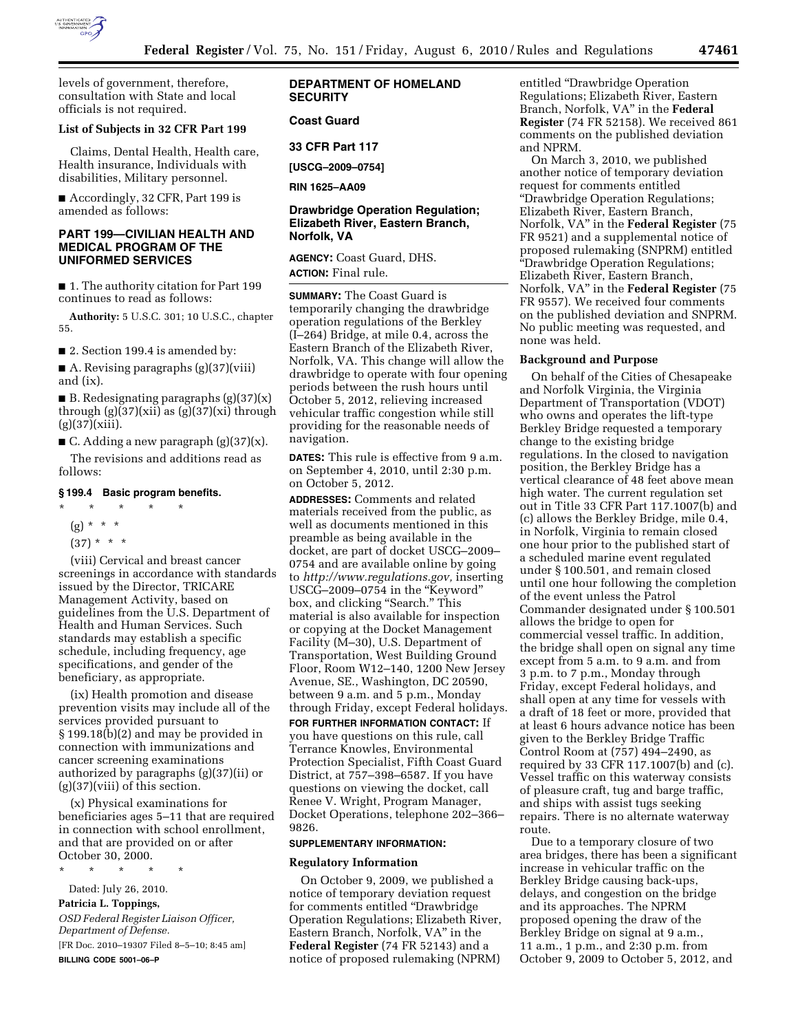levels of government, therefore, consultation with State and local officials is not required.

**List of Subjects in 32 CFR Part 199**

Claims, Dental Health, Health care, Health insurance, Individuals with disabilities, Military personnel.

■ Accordingly, 32 CFR, Part 199 is amended as follows:

## PART 199—CIVILIAN HEALTH AND MEDICAL PROGRAM OF THE UNIFORMED SERVICES

■ 1. The authority citation for Part 199 continues to read as follows:

**Authority:** 5 U.S.C. 301; 10 U.S.C., chapter 55.

■ 2. Section 199.4 is amended by:

■ A. Revising paragraphs (g)(37)(viii) and (ix).

■ B. Redesignating paragraphs (g)(37)(x) through (g)(37)(xii) as (g)(37)(xi) through (g)(37)(xiii).

■ C. Adding a new paragraph (g)(37)(x).

The revisions and additions read as follows:

### § 199.4 Basic program benefits.

\* \* \* \* \*

(g) \* \* \*

(37) \* \* \*

(viii) Cervical and breast cancer screenings in accordance with standards issued by the Director, TRICARE Management Activity, based on guidelines from the U.S. Department of Health and Human Services. Such standards may establish a specific schedule, including frequency, age specifications, and gender of the beneficiary, as appropriate.

(ix) Health promotion and disease prevention visits may include all of the services provided pursuant to § 199.18(b)(2) and may be provided in connection with immunizations and cancer screening examinations authorized by paragraphs (g)(37)(ii) or (g)(37)(viii) of this section.

(x) Physical examinations for beneficiaries ages 5–11 that are required in connection with school enrollment, and that are provided on or after October 30, 2000.

\* \* \* \* \*

Dated: July 26, 2010.

**Patricia L. Toppings,**

*OSD Federal Register Liaison Officer, Department of Defense.*

[FR Doc. 2010–19307 Filed 8–5–10; 8:45 am]

**BILLING CODE 5001–06–P**

## DEPARTMENT OF HOMELAND SECURITY

### Coast Guard

### 33 CFR Part 117

**[USCG–2009–0754]**

**RIN 1625–AA09**

## Drawbridge Operation Regulation; Elizabeth River, Eastern Branch, Norfolk, VA

**AGENCY:** Coast Guard, DHS.

**ACTION:** Final rule.

**SUMMARY:** The Coast Guard is temporarily changing the drawbridge operation regulations of the Berkley (I–264) Bridge, at mile 0.4, across the Eastern Branch of the Elizabeth River, Norfolk, VA. This change will allow the drawbridge to operate with four opening periods between the rush hours until October 5, 2012, relieving increased vehicular traffic congestion while still providing for the reasonable needs of navigation.

**DATES:** This rule is effective from 9 a.m. on September 4, 2010, until 2:30 p.m. on October 5, 2012.

**ADDRESSES:** Comments and related materials received from the public, as well as documents mentioned in this preamble as being available in the docket, are part of docket USCG–2009–0754 and are available online by going to *http://www.regulations.gov,* inserting USCG–2009–0754 in the "Keyword" box, and clicking "Search." This material is also available for inspection or copying at the Docket Management Facility (M–30), U.S. Department of Transportation, West Building Ground Floor, Room W12–140, 1200 New Jersey Avenue, SE., Washington, DC 20590, between 9 a.m. and 5 p.m., Monday through Friday, except Federal holidays.

**FOR FURTHER INFORMATION CONTACT:** If you have questions on this rule, call Terrance Knowles, Environmental Protection Specialist, Fifth Coast Guard District, at 757–398–6587. If you have questions on viewing the docket, call Renee V. Wright, Program Manager, Docket Operations, telephone 202–366–9826.

**SUPPLEMENTARY INFORMATION:**

### Regulatory Information

On October 9, 2009, we published a notice of temporary deviation request for comments entitled "Drawbridge Operation Regulations; Elizabeth River, Eastern Branch, Norfolk, VA" in the **Federal Register** (74 FR 52143) and a notice of proposed rulemaking (NPRM) entitled "Drawbridge Operation Regulations; Elizabeth River, Eastern Branch, Norfolk, VA" in the **Federal Register** (74 FR 52158). We received 861 comments on the published deviation and NPRM.

On March 3, 2010, we published another notice of temporary deviation request for comments entitled "Drawbridge Operation Regulations; Elizabeth River, Eastern Branch, Norfolk, VA" in the **Federal Register** (75 FR 9521) and a supplemental notice of proposed rulemaking (SNPRM) entitled "Drawbridge Operation Regulations; Elizabeth River, Eastern Branch, Norfolk, VA" in the **Federal Register** (75 FR 9557). We received four comments on the published deviation and SNPRM. No public meeting was requested, and none was held.

### Background and Purpose

On behalf of the Cities of Chesapeake and Norfolk Virginia, the Virginia Department of Transportation (VDOT) who owns and operates the lift-type Berkley Bridge requested a temporary change to the existing bridge regulations. In the closed to navigation position, the Berkley Bridge has a vertical clearance of 48 feet above mean high water. The current regulation set out in Title 33 CFR Part 117.1007(b) and (c) allows the Berkley Bridge, mile 0.4, in Norfolk, Virginia to remain closed one hour prior to the published start of a scheduled marine event regulated under § 100.501, and remain closed until one hour following the completion of the event unless the Patrol Commander designated under § 100.501 allows the bridge to open for commercial vessel traffic. In addition, the bridge shall open on signal any time except from 5 a.m. to 9 a.m. and from 3 p.m. to 7 p.m., Monday through Friday, except Federal holidays, and shall open at any time for vessels with a draft of 18 feet or more, provided that at least 6 hours advance notice has been given to the Berkley Bridge Traffic Control Room at (757) 494–2490, as required by 33 CFR 117.1007(b) and (c). Vessel traffic on this waterway consists of pleasure craft, tug and barge traffic, and ships with assist tugs seeking repairs. There is no alternate waterway route.

Due to a temporary closure of two area bridges, there has been a significant increase in vehicular traffic on the Berkley Bridge causing back-ups, delays, and congestion on the bridge and its approaches. The NPRM proposed opening the draw of the Berkley Bridge on signal at 9 a.m., 11 a.m., 1 p.m., and 2:30 p.m. from October 9, 2009 to October 5, 2012, and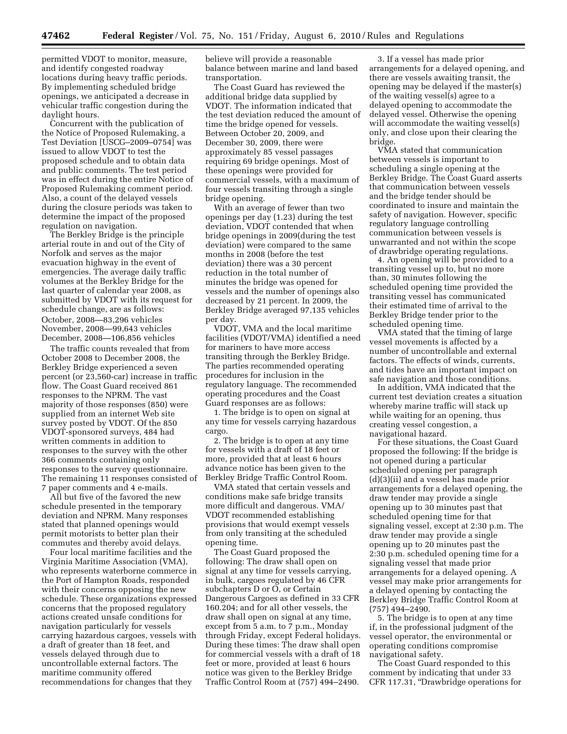permitted VDOT to monitor, measure, and identify congested roadway locations during heavy traffic periods. By implementing scheduled bridge openings, we anticipated a decrease in vehicular traffic congestion during the daylight hours.

Concurrent with the publication of the Notice of Proposed Rulemaking, a Test Deviation [USCG–2009–0754] was issued to allow VDOT to test the proposed schedule and to obtain data and public comments. The test period was in effect during the entire Notice of Proposed Rulemaking comment period. Also, a count of the delayed vessels during the closure periods was taken to determine the impact of the proposed regulation on navigation.

The Berkley Bridge is the principle arterial route in and out of the City of Norfolk and serves as the major evacuation highway in the event of emergencies. The average daily traffic volumes at the Berkley Bridge for the last quarter of calendar year 2008, as submitted by VDOT with its request for schedule change, are as follows:

October, 2008—83,296 vehicles
November, 2008—99,643 vehicles
December, 2008—106,856 vehicles

The traffic counts revealed that from October 2008 to December 2008, the Berkley Bridge experienced a seven percent (or 23,560-car) increase in traffic flow. The Coast Guard received 861 responses to the NPRM. The vast majority of those responses (850) were supplied from an internet Web site survey posted by VDOT. Of the 850 VDOT-sponsored surveys, 484 had written comments in addition to responses to the survey with the other 366 comments containing only responses to the survey questionnaire. The remaining 11 responses consisted of 7 paper comments and 4 e-mails.

All but five of the favored the new schedule presented in the temporary deviation and NPRM. Many responses stated that planned openings would permit motorists to better plan their commutes and thereby avoid delays.

Four local maritime facilities and the Virginia Maritime Association (VMA), who represents waterborne commerce in the Port of Hampton Roads, responded with their concerns opposing the new schedule. These organizations expressed concerns that the proposed regulatory actions created unsafe conditions for navigation particularly for vessels carrying hazardous cargoes, vessels with a draft of greater than 18 feet, and vessels delayed through due to uncontrollable external factors. The maritime community offered recommendations for changes that they believe will provide a reasonable balance between marine and land based transportation.

The Coast Guard has reviewed the additional bridge data supplied by VDOT. The information indicated that the test deviation reduced the amount of time the bridge opened for vessels. Between October 20, 2009, and December 30, 2009, there were approximately 85 vessel passages requiring 69 bridge openings. Most of these openings were provided for commercial vessels, with a maximum of four vessels transiting through a single bridge opening.

With an average of fewer than two openings per day (1.23) during the test deviation, VDOT contended that when bridge openings in 2009(during the test deviation) were compared to the same months in 2008 (before the test deviation) there was a 30 percent reduction in the total number of minutes the bridge was opened for vessels and the number of openings also decreased by 21 percent. In 2009, the Berkley Bridge averaged 97,135 vehicles per day.

VDOT, VMA and the local maritime facilities (VDOT/VMA) identified a need for mariners to have more access transiting through the Berkley Bridge. The parties recommended operating procedures for inclusion in the regulatory language. The recommended operating procedures and the Coast Guard responses are as follows:

1. The bridge is to open on signal at any time for vessels carrying hazardous cargo.

2. The bridge is to open at any time for vessels with a draft of 18 feet or more, provided that at least 6 hours advance notice has been given to the Berkley Bridge Traffic Control Room.

VMA stated that certain vessels and conditions make safe bridge transits more difficult and dangerous. VMA/VDOT recommended establishing provisions that would exempt vessels from only transiting at the scheduled opening time.

The Coast Guard proposed the following: The draw shall open on signal at any time for vessels carrying, in bulk, cargoes regulated by 46 CFR subchapters D or O, or Certain Dangerous Cargoes as defined in 33 CFR 160.204; and for all other vessels, the draw shall open on signal at any time, except from 5 a.m. to 7 p.m., Monday through Friday, except Federal holidays. During these times: The draw shall open for commercial vessels with a draft of 18 feet or more, provided at least 6 hours notice was given to the Berkley Bridge Traffic Control Room at (757) 494–2490.

3. If a vessel has made prior arrangements for a delayed opening, and there are vessels awaiting transit, the opening may be delayed if the master(s) of the waiting vessel(s) agree to a delayed opening to accommodate the delayed vessel. Otherwise the opening will accommodate the waiting vessel(s) only, and close upon their clearing the bridge.

VMA stated that communication between vessels is important to scheduling a single opening at the Berkley Bridge. The Coast Guard asserts that communication between vessels and the bridge tender should be coordinated to insure and maintain the safety of navigation. However, specific regulatory language controlling communication between vessels is unwarranted and not within the scope of drawbridge operating regulations.

4. An opening will be provided to a transiting vessel up to, but no more than, 30 minutes following the scheduled opening time provided the transiting vessel has communicated their estimated time of arrival to the Berkley Bridge tender prior to the scheduled opening time.

VMA stated that the timing of large vessel movements is affected by a number of uncontrollable and external factors. The effects of winds, currents, and tides have an important impact on safe navigation and those conditions.

In addition, VMA indicated that the current test deviation creates a situation whereby marine traffic will stack up while waiting for an opening, thus creating vessel congestion, a navigational hazard.

For these situations, the Coast Guard proposed the following: If the bridge is not opened during a particular scheduled opening per paragraph (d)(3)(ii) and a vessel has made prior arrangements for a delayed opening, the draw tender may provide a single opening up to 30 minutes past that scheduled opening time for that signaling vessel, except at 2:30 p.m. The draw tender may provide a single opening up to 20 minutes past the 2:30 p.m. scheduled opening time for a signaling vessel that made prior arrangements for a delayed opening. A vessel may make prior arrangements for a delayed opening by contacting the Berkley Bridge Traffic Control Room at (757) 494–2490.

5. The bridge is to open at any time if, in the professional judgment of the vessel operator, the environmental or operating conditions compromise navigational safety.

The Coast Guard responded to this comment by indicating that under 33 CFR 117.31, "Drawbridge operations for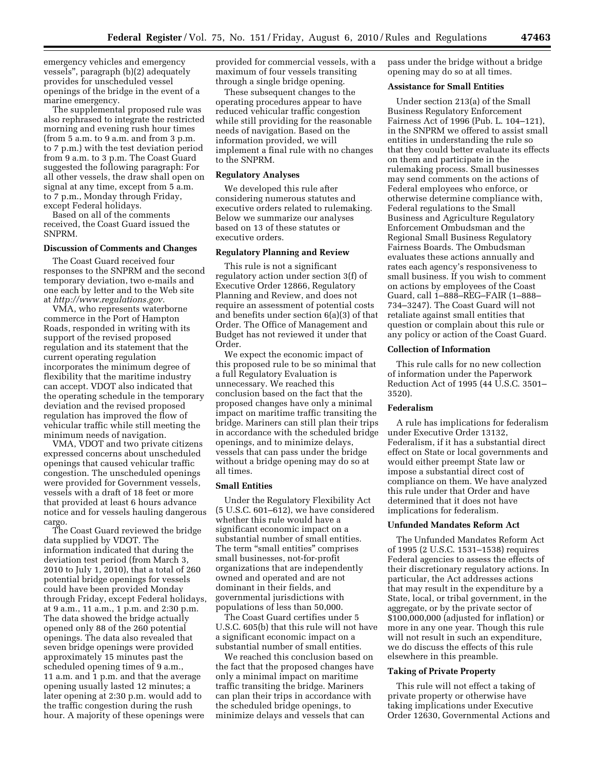emergency vehicles and emergency vessels", paragraph (b)(2) adequately provides for unscheduled vessel openings of the bridge in the event of a marine emergency.

The supplemental proposed rule was also rephrased to integrate the restricted morning and evening rush hour times (from 5 a.m. to 9 a.m. and from 3 p.m. to 7 p.m.) with the test deviation period from 9 a.m. to 3 p.m. The Coast Guard suggested the following paragraph: For all other vessels, the draw shall open on signal at any time, except from 5 a.m. to 7 p.m., Monday through Friday, except Federal holidays.

Based on all of the comments received, the Coast Guard issued the SNPRM.

**Discussion of Comments and Changes**

The Coast Guard received four responses to the SNPRM and the second temporary deviation, two e-mails and one each by letter and to the Web site at *http://www.regulations.gov.*

VMA, who represents waterborne commerce in the Port of Hampton Roads, responded in writing with its support of the revised proposed regulation and its statement that the current operating regulation incorporates the minimum degree of flexibility that the maritime industry can accept. VDOT also indicated that the operating schedule in the temporary deviation and the revised proposed regulation has improved the flow of vehicular traffic while still meeting the minimum needs of navigation.

VMA, VDOT and two private citizens expressed concerns about unscheduled openings that caused vehicular traffic congestion. The unscheduled openings were provided for Government vessels, vessels with a draft of 18 feet or more that provided at least 6 hours advance notice and for vessels hauling dangerous cargo.

The Coast Guard reviewed the bridge data supplied by VDOT. The information indicated that during the deviation test period (from March 3, 2010 to July 1, 2010), that a total of 260 potential bridge openings for vessels could have been provided Monday through Friday, except Federal holidays, at 9 a.m., 11 a.m., 1 p.m. and 2:30 p.m. The data showed the bridge actually opened only 88 of the 260 potential openings. The data also revealed that seven bridge openings were provided approximately 15 minutes past the scheduled opening times of 9 a.m., 11 a.m. and 1 p.m. and that the average opening usually lasted 12 minutes; a later opening at 2:30 p.m. would add to the traffic congestion during the rush hour. A majority of these openings were provided for commercial vessels, with a maximum of four vessels transiting through a single bridge opening.

These subsequent changes to the operating procedures appear to have reduced vehicular traffic congestion while still providing for the reasonable needs of navigation. Based on the information provided, we will implement a final rule with no changes to the SNPRM.

**Regulatory Analyses**

We developed this rule after considering numerous statutes and executive orders related to rulemaking. Below we summarize our analyses based on 13 of these statutes or executive orders.

**Regulatory Planning and Review**

This rule is not a significant regulatory action under section 3(f) of Executive Order 12866, Regulatory Planning and Review, and does not require an assessment of potential costs and benefits under section 6(a)(3) of that Order. The Office of Management and Budget has not reviewed it under that Order.

We expect the economic impact of this proposed rule to be so minimal that a full Regulatory Evaluation is unnecessary. We reached this conclusion based on the fact that the proposed changes have only a minimal impact on maritime traffic transiting the bridge. Mariners can still plan their trips in accordance with the scheduled bridge openings, and to minimize delays, vessels that can pass under the bridge without a bridge opening may do so at all times.

**Small Entities**

Under the Regulatory Flexibility Act (5 U.S.C. 601–612), we have considered whether this rule would have a significant economic impact on a substantial number of small entities. The term "small entities" comprises small businesses, not-for-profit organizations that are independently owned and operated and are not dominant in their fields, and governmental jurisdictions with populations of less than 50,000.

The Coast Guard certifies under 5 U.S.C. 605(b) that this rule will not have a significant economic impact on a substantial number of small entities.

We reached this conclusion based on the fact that the proposed changes have only a minimal impact on maritime traffic transiting the bridge. Mariners can plan their trips in accordance with the scheduled bridge openings, to minimize delays and vessels that can pass under the bridge without a bridge opening may do so at all times.

**Assistance for Small Entities**

Under section 213(a) of the Small Business Regulatory Enforcement Fairness Act of 1996 (Pub. L. 104–121), in the SNPRM we offered to assist small entities in understanding the rule so that they could better evaluate its effects on them and participate in the rulemaking process. Small businesses may send comments on the actions of Federal employees who enforce, or otherwise determine compliance with, Federal regulations to the Small Business and Agriculture Regulatory Enforcement Ombudsman and the Regional Small Business Regulatory Fairness Boards. The Ombudsman evaluates these actions annually and rates each agency's responsiveness to small business. If you wish to comment on actions by employees of the Coast Guard, call 1–888–REG–FAIR (1–888–734–3247). The Coast Guard will not retaliate against small entities that question or complain about this rule or any policy or action of the Coast Guard.

**Collection of Information**

This rule calls for no new collection of information under the Paperwork Reduction Act of 1995 (44 U.S.C. 3501–3520).

**Federalism**

A rule has implications for federalism under Executive Order 13132, Federalism, if it has a substantial direct effect on State or local governments and would either preempt State law or impose a substantial direct cost of compliance on them. We have analyzed this rule under that Order and have determined that it does not have implications for federalism.

**Unfunded Mandates Reform Act**

The Unfunded Mandates Reform Act of 1995 (2 U.S.C. 1531–1538) requires Federal agencies to assess the effects of their discretionary regulatory actions. In particular, the Act addresses actions that may result in the expenditure by a State, local, or tribal government, in the aggregate, or by the private sector of $100,000,000 (adjusted for inflation) or more in any one year. Though this rule will not result in such an expenditure, we do discuss the effects of this rule elsewhere in this preamble.

**Taking of Private Property**

This rule will not effect a taking of private property or otherwise have taking implications under Executive Order 12630, Governmental Actions and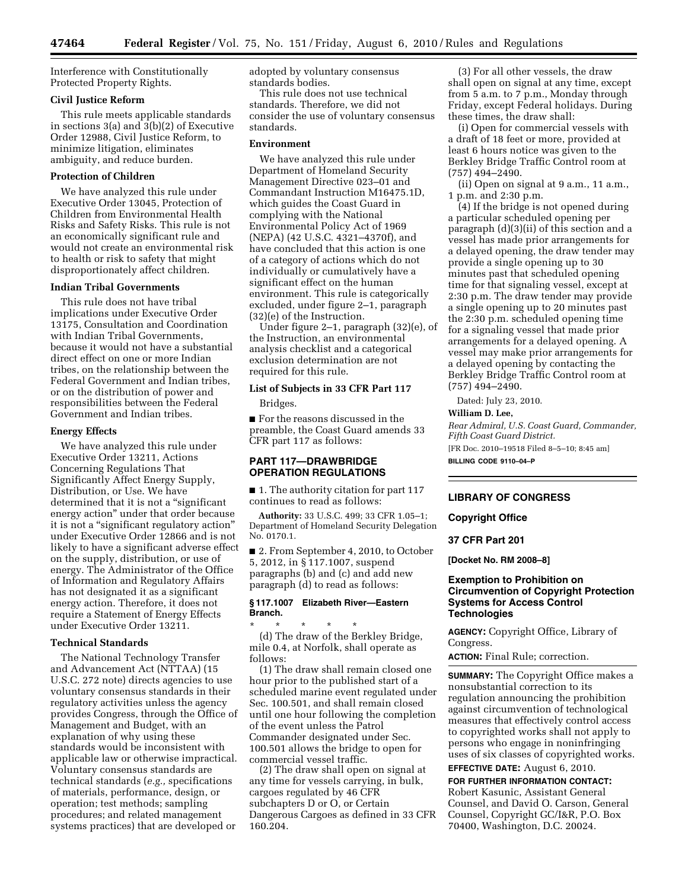Interference with Constitutionally Protected Property Rights.

### Civil Justice Reform

This rule meets applicable standards in sections 3(a) and 3(b)(2) of Executive Order 12988, Civil Justice Reform, to minimize litigation, eliminates ambiguity, and reduce burden.

### Protection of Children

We have analyzed this rule under Executive Order 13045, Protection of Children from Environmental Health Risks and Safety Risks. This rule is not an economically significant rule and would not create an environmental risk to health or risk to safety that might disproportionately affect children.

### Indian Tribal Governments

This rule does not have tribal implications under Executive Order 13175, Consultation and Coordination with Indian Tribal Governments, because it would not have a substantial direct effect on one or more Indian tribes, on the relationship between the Federal Government and Indian tribes, or on the distribution of power and responsibilities between the Federal Government and Indian tribes.

### Energy Effects

We have analyzed this rule under Executive Order 13211, Actions Concerning Regulations That Significantly Affect Energy Supply, Distribution, or Use. We have determined that it is not a "significant energy action" under that order because it is not a "significant regulatory action" under Executive Order 12866 and is not likely to have a significant adverse effect on the supply, distribution, or use of energy. The Administrator of the Office of Information and Regulatory Affairs has not designated it as a significant energy action. Therefore, it does not require a Statement of Energy Effects under Executive Order 13211.

### Technical Standards

The National Technology Transfer and Advancement Act (NTTAA) (15 U.S.C. 272 note) directs agencies to use voluntary consensus standards in their regulatory activities unless the agency provides Congress, through the Office of Management and Budget, with an explanation of why using these standards would be inconsistent with applicable law or otherwise impractical. Voluntary consensus standards are technical standards (*e.g.,* specifications of materials, performance, design, or operation; test methods; sampling procedures; and related management systems practices) that are developed or adopted by voluntary consensus standards bodies.

This rule does not use technical standards. Therefore, we did not consider the use of voluntary consensus standards.

### Environment

We have analyzed this rule under Department of Homeland Security Management Directive 023–01 and Commandant Instruction M16475.1D, which guides the Coast Guard in complying with the National Environmental Policy Act of 1969 (NEPA) (42 U.S.C. 4321–4370f), and have concluded that this action is one of a category of actions which do not individually or cumulatively have a significant effect on the human environment. This rule is categorically excluded, under figure 2–1, paragraph (32)(e) of the Instruction.

Under figure 2–1, paragraph (32)(e), of the Instruction, an environmental analysis checklist and a categorical exclusion determination are not required for this rule.

### List of Subjects in 33 CFR Part 117

Bridges.

■ For the reasons discussed in the preamble, the Coast Guard amends 33 CFR part 117 as follows:

## PART 117—DRAWBRIDGE OPERATION REGULATIONS

■ 1. The authority citation for part 117 continues to read as follows:

**Authority:** 33 U.S.C. 499; 33 CFR 1.05–1; Department of Homeland Security Delegation No. 0170.1.

■ 2. From September 4, 2010, to October 5, 2012, in § 117.1007, suspend paragraphs (b) and (c) and add new paragraph (d) to read as follows:

#### § 117.1007 Elizabeth River—Eastern Branch.

\* \* \* \* \*

(d) The draw of the Berkley Bridge, mile 0.4, at Norfolk, shall operate as follows:

(1) The draw shall remain closed one hour prior to the published start of a scheduled marine event regulated under Sec. 100.501, and shall remain closed until one hour following the completion of the event unless the Patrol Commander designated under Sec. 100.501 allows the bridge to open for commercial vessel traffic.

(2) The draw shall open on signal at any time for vessels carrying, in bulk, cargoes regulated by 46 CFR subchapters D or O, or Certain Dangerous Cargoes as defined in 33 CFR 160.204.

(3) For all other vessels, the draw shall open on signal at any time, except from 5 a.m. to 7 p.m., Monday through Friday, except Federal holidays. During these times, the draw shall:

(i) Open for commercial vessels with a draft of 18 feet or more, provided at least 6 hours notice was given to the Berkley Bridge Traffic Control room at (757) 494–2490.

(ii) Open on signal at 9 a.m., 11 a.m., 1 p.m. and 2:30 p.m.

(4) If the bridge is not opened during a particular scheduled opening per paragraph (d)(3)(ii) of this section and a vessel has made prior arrangements for a delayed opening, the draw tender may provide a single opening up to 30 minutes past that scheduled opening time for that signaling vessel, except at 2:30 p.m. The draw tender may provide a single opening up to 20 minutes past the 2:30 p.m. scheduled opening time for a signaling vessel that made prior arrangements for a delayed opening. A vessel may make prior arrangements for a delayed opening by contacting the Berkley Bridge Traffic Control room at (757) 494–2490.

Dated: July 23, 2010.

**William D. Lee,**

*Rear Admiral, U.S. Coast Guard, Commander, Fifth Coast Guard District.*

[FR Doc. 2010–19518 Filed 8–5–10; 8:45 am]

**BILLING CODE 9110–04–P**

## LIBRARY OF CONGRESS

### Copyright Office

### 37 CFR Part 201

**[Docket No. RM 2008–8]**

### Exemption to Prohibition on Circumvention of Copyright Protection Systems for Access Control Technologies

**AGENCY:** Copyright Office, Library of Congress.

**ACTION:** Final Rule; correction.

**SUMMARY:** The Copyright Office makes a nonsubstantial correction to its regulation announcing the prohibition against circumvention of technological measures that effectively control access to copyrighted works shall not apply to persons who engage in noninfringing uses of six classes of copyrighted works.

**EFFECTIVE DATE:** August 6, 2010.

**FOR FURTHER INFORMATION CONTACT:** Robert Kasunic, Assistant General Counsel, and David O. Carson, General Counsel, Copyright GC/I&R, P.O. Box 70400, Washington, D.C. 20024.